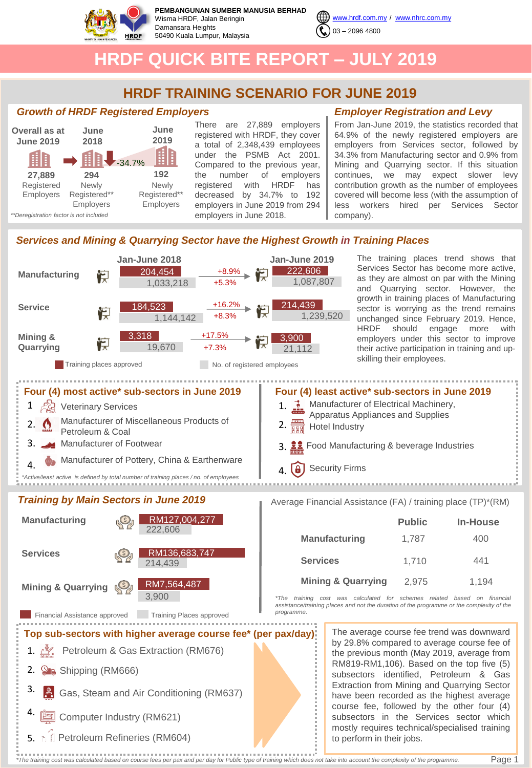PEMBANGUNAN SUMBER MANUSIA BERHAD
Wisma HRDF, Jalan Beringin
Damansara Heights
50490 Kuala Lumpur, Malaysia

www.hrdf.com.my / www.nhrc.com.my
03 – 2096 4800

# HRDF QUICK BITE REPORT – JULY 2019

## HRDF TRAINING SCENARIO FOR JUNE 2019

### Growth of HRDF Registered Employers

| Overall as at June 2019 | June 2018 | June 2019 |
|---|---|---|
| 27,889 Registered Employers | 294 Newly Registered** Employers | 192 Newly Registered** Employers |

-34.7%

*\*\*Deregistration factor is not included*

There are 27,889 employers registered with HRDF, they cover a total of 2,348,429 employees under the PSMB Act 2001. Compared to the previous year, the number of employers newly registered with HRDF has decreased by 34.7% to 192 employers in June 2019 from 294 employers in June 2018.

### Employer Registration and Levy

From Jan-June 2019, the statistics recorded that 64.9% of the newly registered employers are employers from Services sector, followed by 34.3% from Manufacturing sector and 0.9% from Mining and Quarrying sector. If this situation continues, we may expect slower levy contribution growth as the number of employees covered will become less (with the assumption of less workers hired per Services Sector company).

### Services and Mining & Quarrying Sector have the Highest Growth in Training Places

| Sector | Jan-June 2018 Training places approved | Jan-June 2018 No. of registered employees | Growth (Training places) | Growth (Registered employees) | Jan-June 2019 Training places approved | Jan-June 2019 No. of registered employees |
|---|---|---|---|---|---|---|
| Manufacturing | 204,454 | 1,033,218 | +8.9% | +5.3% | 222,606 | 1,087,807 |
| Service | 184,523 | 1,144,142 | +16.2% | +8.3% | 214,439 | 1,239,520 |
| Mining & Quarrying | 3,318 | 19,670 | +17.5% | +7.3% | 3,900 | 21,112 |

The training places trend shows that Services Sector has become more active, as they are almost on par with the Mining and Quarrying sector. However, the growth in training places of Manufacturing sector is worrying as the trend remains unchanged since February 2019. Hence, HRDF should engage more with employers under this sector to improve their active participation in training and up-skilling their employees.

### Four (4) most active* sub-sectors in June 2019

1. Veterinary Services
2. Manufacturer of Miscellaneous Products of Petroleum & Coal
3. Manufacturer of Footwear
4. Manufacturer of Pottery, China & Earthenware

*\*Active/least active is defined by total number of training places / no. of employees*

### Four (4) least active* sub-sectors in June 2019

1. Manufacturer of Electrical Machinery, Apparatus Appliances and Supplies
2. Hotel Industry
3. Food Manufacturing & beverage Industries
4. Security Firms

### Training by Main Sectors in June 2019

| Sector | Financial Assistance approved | Training Places approved |
|---|---|---|
| Manufacturing | RM127,004,277 | 222,606 |
| Services | RM136,683,747 | 214,439 |
| Mining & Quarrying | RM7,564,487 | 3,900 |

Average Financial Assistance (FA) / training place (TP)*(RM)

| | Public | In-House |
|---|---|---|
| Manufacturing | 1,787 | 400 |
| Services | 1,710 | 441 |
| Mining & Quarrying | 2,975 | 1,194 |

*\*The training cost was calculated for schemes related based on financial assistance/training places and not the duration of the programme or the complexity of the programme.*

### Top sub-sectors with higher average course fee* (per pax/day)

1. Petroleum & Gas Extraction (RM676)
2. Shipping (RM666)
3. Gas, Steam and Air Conditioning (RM637)
4. Computer Industry (RM621)
5. Petroleum Refineries (RM604)

The average course fee trend was downward by 29.8% compared to average course fee of the previous month (May 2019, average from RM819-RM1,106). Based on the top five (5) subsectors identified, Petroleum & Gas Extraction from Mining and Quarrying Sector have been recorded as the highest average course fee, followed by the other four (4) subsectors in the Services sector which mostly requires technical/specialised training to perform in their jobs.

*\*The training cost was calculated based on course fees per pax and per day for Public type of training which does not take into account the complexity of the programme.*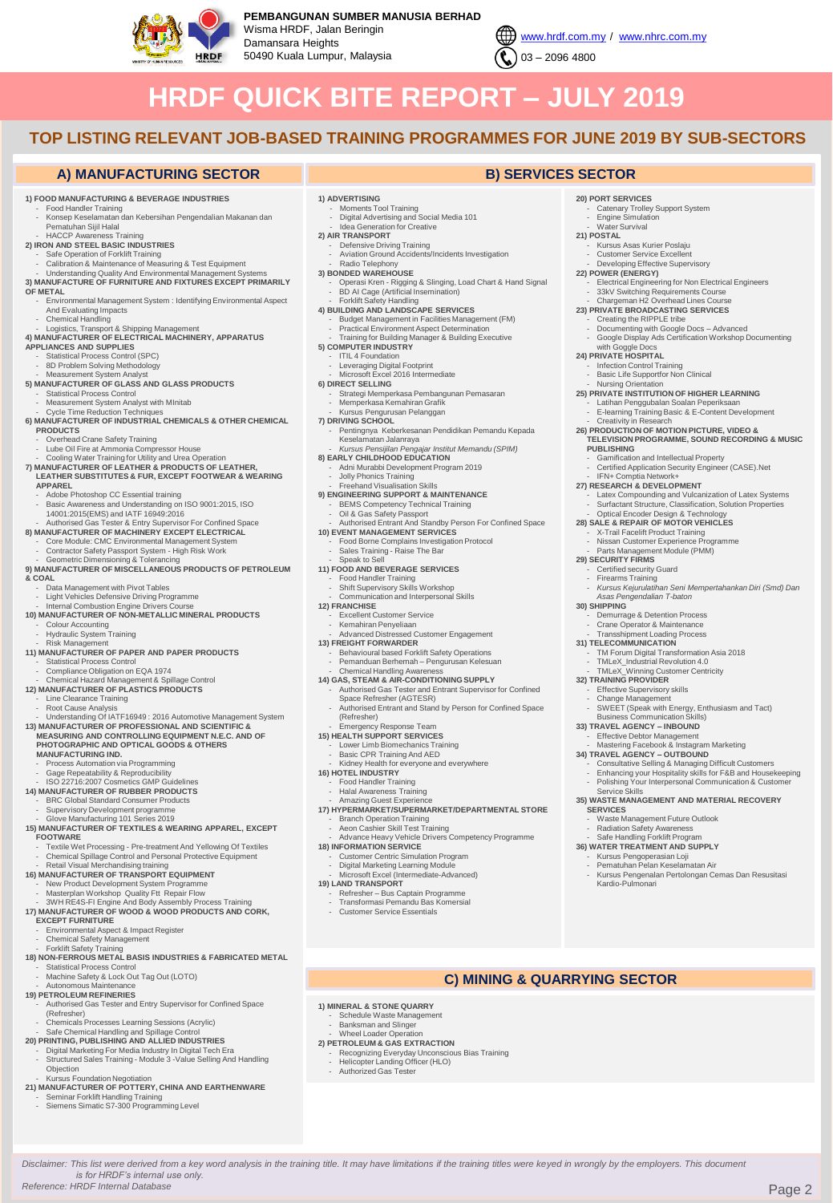PEMBANGUNAN SUMBER MANUSIA BERHAD
Wisma HRDF, Jalan Beringin
Damansara Heights
50490 Kuala Lumpur, Malaysia

www.hrdf.com.my / www.nhrc.com.my
03 – 2096 4800

# HRDF QUICK BITE REPORT – JULY 2019

## TOP LISTING RELEVANT JOB-BASED TRAINING PROGRAMMES FOR JUNE 2019 BY SUB-SECTORS

### A) MANUFACTURING SECTOR

**1) FOOD MANUFACTURING & BEVERAGE INDUSTRIES**
- Food Handler Training
- Konsep Keselamatan dan Kebersihan Pengendalian Makanan dan Pematuhan Sijil Halal
- HACCP Awareness Training

**2) IRON AND STEEL BASIC INDUSTRIES**
- Safe Operation of Forklift Training
- Calibration & Maintenance of Measuring & Test Equipment
- Understanding Quality And Environmental Management Systems

**3) MANUFACTURE OF FURNITURE AND FIXTURES EXCEPT PRIMARILY OF METAL**
- Environmental Management System : Identifying Environmental Aspect And Evaluating Impacts
- Chemical Handling
- Logistics, Transport & Shipping Management

**4) MANUFACTURER OF ELECTRICAL MACHINERY, APPARATUS APPLIANCES AND SUPPLIES**
- Statistical Process Control (SPC)
- 8D Problem Solving Methodology
- Measurement System Analyst

**5) MANUFACTURER OF GLASS AND GLASS PRODUCTS**
- Statistical Process Control
- Measurement System Analyst with MInitab
- Cycle Time Reduction Techniques

**6) MANUFACTURER OF INDUSTRIAL CHEMICALS & OTHER CHEMICAL PRODUCTS**
- Overhead Crane Safety Training
- Lube Oil Fire at Ammonia Compressor House
- Cooling Water Training for Utility and Urea Operation

**7) MANUFACTURER OF LEATHER & PRODUCTS OF LEATHER, LEATHER SUBSTITUTES & FUR, EXCEPT FOOTWEAR & WEARING APPAREL**
- Adobe Photoshop CC Essential training
- Basic Awareness and Understanding on ISO 9001:2015, ISO 14001:2015(EMS) and IATF 16949:2016
- Authorised Gas Tester & Entry Supervisor For Confined Space

**8) MANUFACTURER OF MACHINERY EXCEPT ELECTRICAL**
- Core Module: CMC Environmental Management System
- Contractor Safety Passport System - High Risk Work
- Geometric Dimensioning & Tolerancing

**9) MANUFACTURER OF MISCELLANEOUS PRODUCTS OF PETROLEUM & COAL**
- Data Management with Pivot Tables
- Light Vehicles Defensive Driving Programme
- Internal Combustion Engine Drivers Course

**10) MANUFACTURER OF NON-METALLIC MINERAL PRODUCTS**
- Colour Accounting
- Hydraulic System Training
- Risk Management

**11) MANUFACTURER OF PAPER AND PAPER PRODUCTS**
- Statistical Process Control
- Compliance Obligation on EQA 1974
- Chemical Hazard Management & Spillage Control

**12) MANUFACTURER OF PLASTICS PRODUCTS**
- Line Clearance Training
- Root Cause Analysis
- Understanding Of IATF16949 : 2016 Automotive Management System

**13) MANUFACTURER OF PROFESSIONAL AND SCIENTIFIC & MEASURING AND CONTROLLING EQUIPMENT N.E.C. AND OF PHOTOGRAPHIC AND OPTICAL GOODS & OTHERS MANUFACTURING IND.**
- Process Automation via Programming
- Gage Repeatability & Reproducibility
- ISO 22716:2007 Cosmetics GMP Guidelines

**14) MANUFACTURER OF RUBBER PRODUCTS**
- BRC Global Standard Consumer Products
- Supervisory Development programme
- Glove Manufacturing 101 Series 2019

**15) MANUFACTURER OF TEXTILES & WEARING APPAREL, EXCEPT FOOTWARE**
- Textile Wet Processing - Pre-treatment And Yellowing Of Textiles
- Chemical Spillage Control and Personal Protective Equipment
- Retail Visual Merchandising training

**16) MANUFACTURER OF TRANSPORT EQUIPMENT**
- New Product Development System Programme
- Masterplan Workshop Quality Ftt Repair Flow
- 3WH RE4S-FI Engine And Body Assembly Process Training

**17) MANUFACTURER OF WOOD & WOOD PRODUCTS AND CORK, EXCEPT FURNITURE**
- Environmental Aspect & Impact Register
- Chemical Safety Management
- Forklift Safety Training

**18) NON-FERROUS METAL BASIS INDUSTRIES & FABRICATED METAL**
- Statistical Process Control
- Machine Safety & Lock Out Tag Out (LOTO)
- Autonomous Maintenance

**19) PETROLEUM REFINERIES**
- Authorised Gas Tester and Entry Supervisor for Confined Space (Refresher)
- Chemicals Processes Learning Sessions (Acrylic)
- Safe Chemical Handling and Spillage Control

**20) PRINTING, PUBLISHING AND ALLIED INDUSTRIES**
- Digital Marketing For Media Industry In Digital Tech Era
- Structured Sales Training - Module 3 -Value Selling And Handling Objection
- Kursus Foundation Negotiation

**21) MANUFACTURER OF POTTERY, CHINA AND EARTHENWARE**
- Seminar Forklift Handling Training
- Siemens Simatic S7-300 Programming Level

### B) SERVICES SECTOR

**1) ADVERTISING**
- Moments Tool Training
- Digital Advertising and Social Media 101
- Idea Generation for Creative

**2) AIR TRANSPORT**
- Defensive Driving Training
- Aviation Ground Accidents/Incidents Investigation
- Radio Telephony

**3) BONDED WAREHOUSE**
- Operasi Kren - Rigging & Slinging, Load Chart & Hand Signal
- BD AI Cage (Artificial Insemination)
- Forklift Safety Handling

**4) BUILDING AND LANDSCAPE SERVICES**
- Budget Management in Facilities Management (FM)
- Practical Environment Aspect Determination
- Training for Building Manager & Building Executive

**5) COMPUTER INDUSTRY**
- ITIL 4 Foundation
- Leveraging Digital Footprint
- Microsoft Excel 2016 Intermediate

**6) DIRECT SELLING**
- Strategi Memperkasa Pembangunan Pemasaran
- Memperkasa Kemahiran Grafik
- Kursus Pengurusan Pelanggan

**7) DRIVING SCHOOL**
- Pentingnya Keberkesanan Pendidikan Pemandu Kepada Keselamatan Jalanraya
- *Kursus Pensijilan Pengajar Institut Memandu (SPIM)*

**8) EARLY CHILDHOOD EDUCATION**
- Adni Murabbi Development Program 2019
- Jolly Phonics Training
- Freehand Visualisation Skills

**9) ENGINEERING SUPPORT & MAINTENANCE**
- BEMS Competency Technical Training
- Oil & Gas Safety Passport
- Authorised Entrant And Standby Person For Confined Space

**10) EVENT MANAGEMENT SERVICES**
- Food Borne Complains Investigation Protocol
- Sales Training - Raise The Bar
- Speak to Sell

**11) FOOD AND BEVERAGE SERVICES**
- Food Handler Training
- Shift Supervisory Skills Workshop
- Communication and Interpersonal Skills

**12) FRANCHISE**
- Excellent Customer Service
- Kemahiran Penyeliaan
- Advanced Distressed Customer Engagement

**13) FREIGHT FORWARDER**
- Behavioural based Forklift Safety Operations
- Pemanduan Berhemah – Pengurusan Kelesuan
- Chemical Handling Awareness

**14) GAS, STEAM & AIR-CONDITIONING SUPPLY**
- Authorised Gas Tester and Entrant Supervisor for Confined Space Refresher (AGTESR)
- Authorised Entrant and Stand by Person for Confined Space (Refresher)
- Emergency Response Team

**15) HEALTH SUPPORT SERVICES**
- Lower Limb Biomechanics Training
- Basic CPR Training And AED
- Kidney Health for everyone and everywhere

**16) HOTEL INDUSTRY**
- Food Handler Training
- Halal Awareness Training
- Amazing Guest Experience

**17) HYPERMARKET/SUPERMARKET/DEPARTMENTAL STORE**
- Branch Operation Training
- Aeon Cashier Skill Test Training
- Advance Heavy Vehicle Drivers Competency Programme

**18) INFORMATION SERVICE**
- Customer Centric Simulation Program
- Digital Marketing Learning Module
- Microsoft Excel (Intermediate-Advanced)

**19) LAND TRANSPORT**
- Refresher – Bus Captain Programme
- Transformasi Pemandu Bas Komersial
- Customer Service Essentials

**20) PORT SERVICES**
- Catenary Trolley Support System
- Engine Simulation
- Water Survival

**21) POSTAL**
- Kursus Asas Kurier Poslaju
- Customer Service Excellent
- Developing Effective Supervisory

**22) POWER (ENERGY)**
- Electrical Engineering for Non Electrical Engineers
- 33kV Switching Requirements Course
- Chargeman H2 Overhead Lines Course

**23) PRIVATE BROADCASTING SERVICES**
- Creating the RIPPLE tribe
- Documenting with Google Docs – Advanced
- Google Display Ads Certification Workshop Documenting with Google Docs

**24) PRIVATE HOSPITAL**
- Infection Control Training
- Basic Life Supportfor Non Clinical
- Nursing Orientation

**25) PRIVATE INSTITUTION OF HIGHER LEARNING**
- Latihan Penggubalan Soalan Peperiksaan
- E-learning Training Basic & E-Content Development
- Creativity in Research

**26) PRODUCTION OF MOTION PICTURE, VIDEO & TELEVISION PROGRAMME, SOUND RECORDING & MUSIC PUBLISHING**
- Gamification and Intellectual Property
- Certified Application Security Engineer (CASE).Net
- IFN+ Comptia Network+

**27) RESEARCH & DEVELOPMENT**
- Latex Compounding and Vulcanization of Latex Systems
- Surfactant Structure, Classification, Solution Properties
- Optical Encoder Design & Technology

**28) SALE & REPAIR OF MOTOR VEHICLES**
- X-Trail Facelift Product Training
- Nissan Customer Experience Programme
- Parts Management Module (PMM)

**29) SECURITY FIRMS**
- Certified security Guard
- Firearms Training
- *Kursus Kejurulatihan Seni Mempertahankan Diri (Smd) Dan Asas Pengendalian T-baton*

**30) SHIPPING**
- Demurrage & Detention Process
- Crane Operator & Maintenance
- Transshipment Loading Process

**31) TELECOMMUNICATION**
- TM Forum Digital Transformation Asia 2018
- TMLeX_Industrial Revolution 4.0
- TMLeX_Winning Customer Centricity

**32) TRAINING PROVIDER**
- Effective Supervisory skills
- Change Management
- SWEET (Speak with Energy, Enthusiasm and Tact) Business Communication Skills)

**33) TRAVEL AGENCY – INBOUND**
- Effective Debtor Management
- Mastering Facebook & Instagram Marketing

**34) TRAVEL AGENCY – OUTBOUND**
- Consultative Selling & Managing Difficult Customers
- Enhancing your Hospitality skills for F&B and Housekeeping
- Polishing Your Interpersonal Communication & Customer Service Skills

**35) WASTE MANAGEMENT AND MATERIAL RECOVERY SERVICES**
- Waste Management Future Outlook
- Radiation Safety Awareness
- Safe Handling Forklift Program

**36) WATER TREATMENT AND SUPPLY**
- Kursus Pengoperasian Loji
- Pematuhan Pelan Keselamatan Air
- Kursus Pengenalan Pertolongan Cemas Dan Resusitasi Kardio-Pulmonari

### C) MINING & QUARRYING SECTOR

**1) MINERAL & STONE QUARRY**
- Schedule Waste Management
- Banksman and Slinger
- Wheel Loader Operation

**2) PETROLEUM & GAS EXTRACTION**
- Recognizing Everyday Unconscious Bias Training
- Helicopter Landing Officer (HLO)
- Authorized Gas Tester

*Disclaimer: This list were derived from a key word analysis in the training title. It may have limitations if the training titles were keyed in wrongly by the employers. This document is for HRDF's internal use only.*

*Reference: HRDF Internal Database*